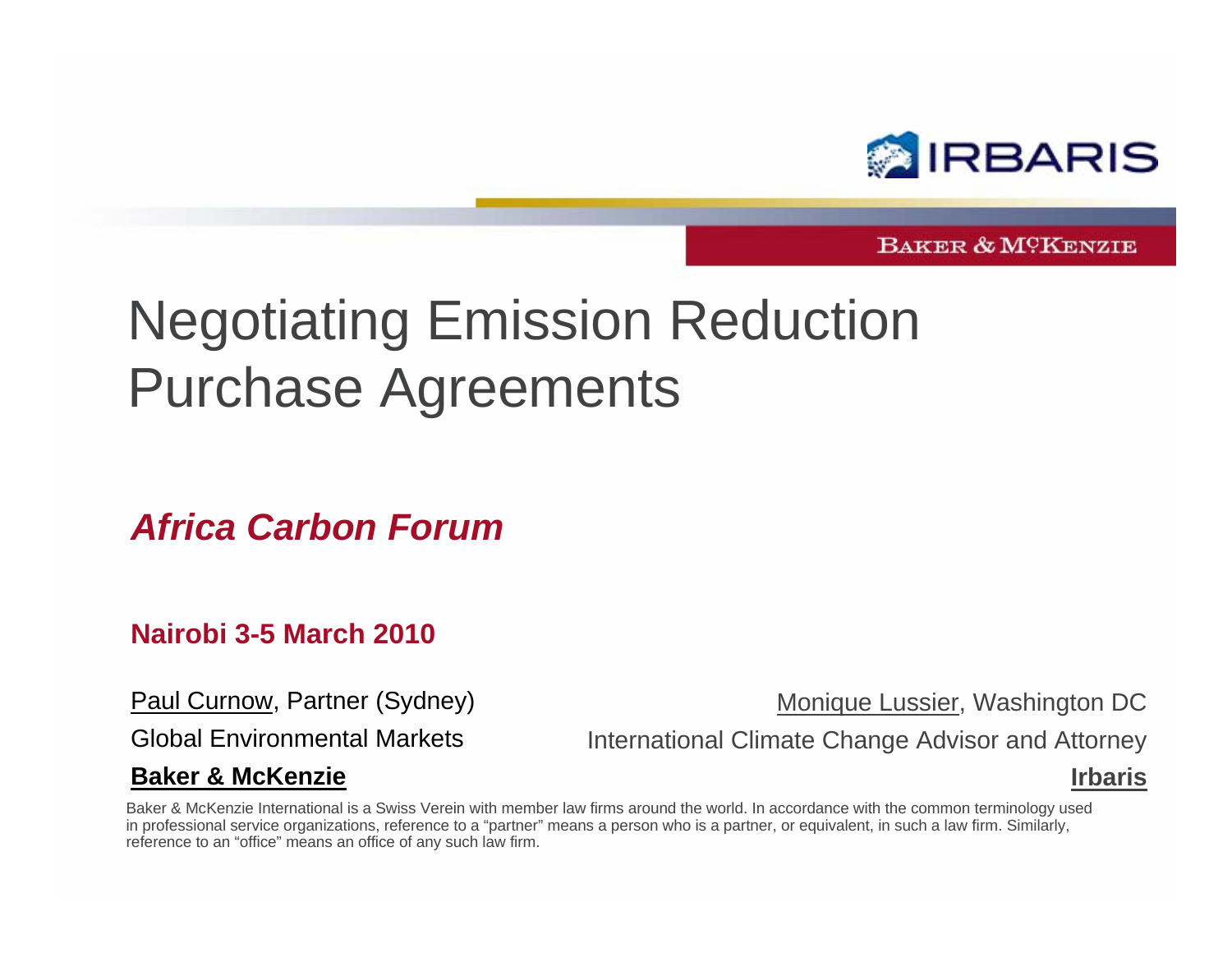IRBARIS

BAKER & McKENZIE

# Negotiating Emission Reduction Purchase Agreements

## *Africa Carbon Forum*

**Nairobi 3-5 March 2010**

Paul Curnow, Partner (Sydney)
Global Environmental Markets
**Baker & McKenzie**

Monique Lussier, Washington DC
International Climate Change Advisor and Attorney
**Irbaris**

Baker & McKenzie International is a Swiss Verein with member law firms around the world. In accordance with the common terminology used in professional service organizations, reference to a "partner" means a person who is a partner, or equivalent, in such a law firm. Similarly, reference to an "office" means an office of any such law firm.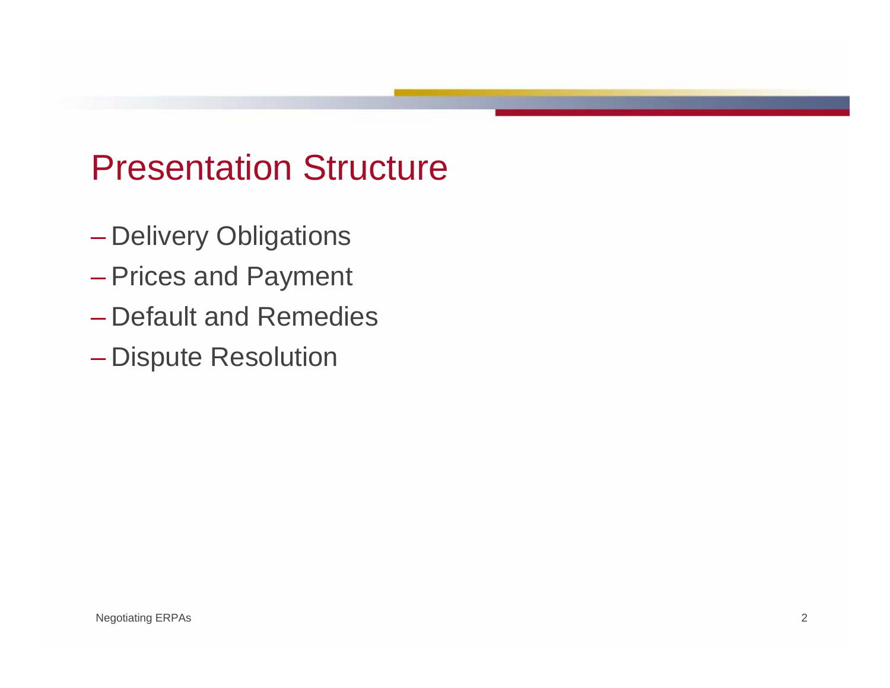# Presentation Structure

- Delivery Obligations
- Prices and Payment
- Default and Remedies
- Dispute Resolution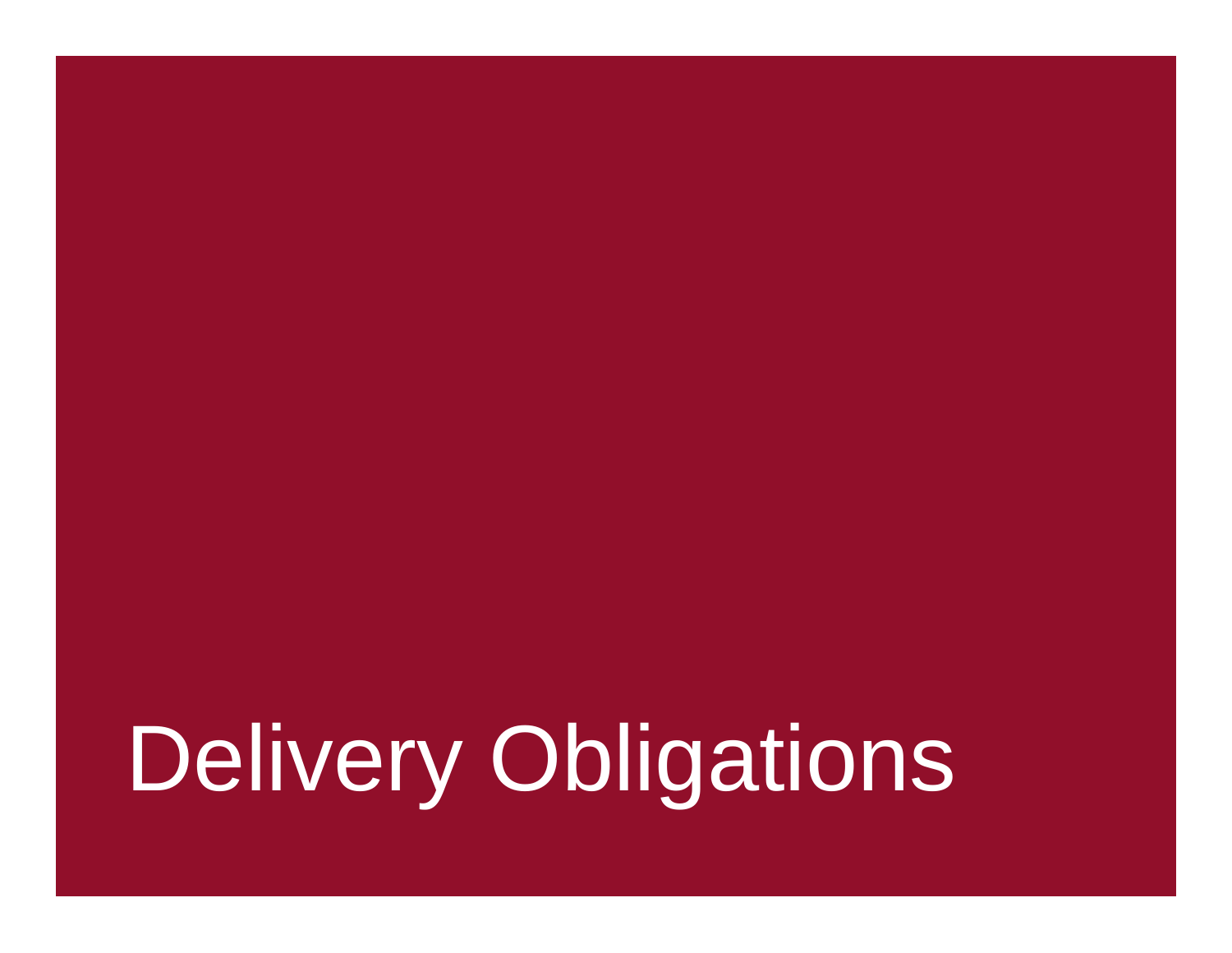# Delivery Obligations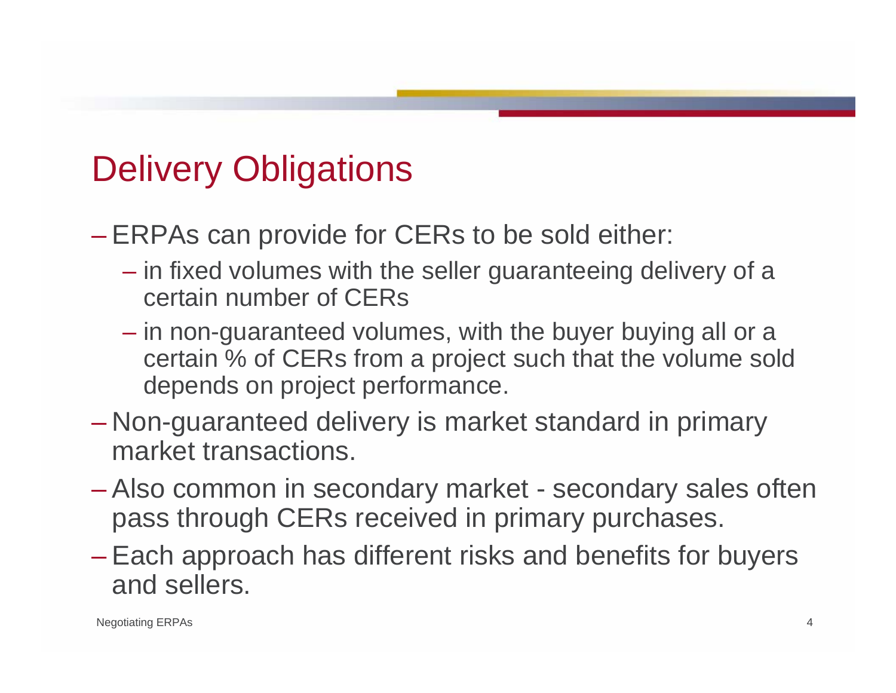# Delivery Obligations

- ERPAs can provide for CERs to be sold either:
  - in fixed volumes with the seller guaranteeing delivery of a certain number of CERs
  - in non-guaranteed volumes, with the buyer buying all or a certain % of CERs from a project such that the volume sold depends on project performance.
- Non-guaranteed delivery is market standard in primary market transactions.
- Also common in secondary market - secondary sales often pass through CERs received in primary purchases.
- Each approach has different risks and benefits for buyers and sellers.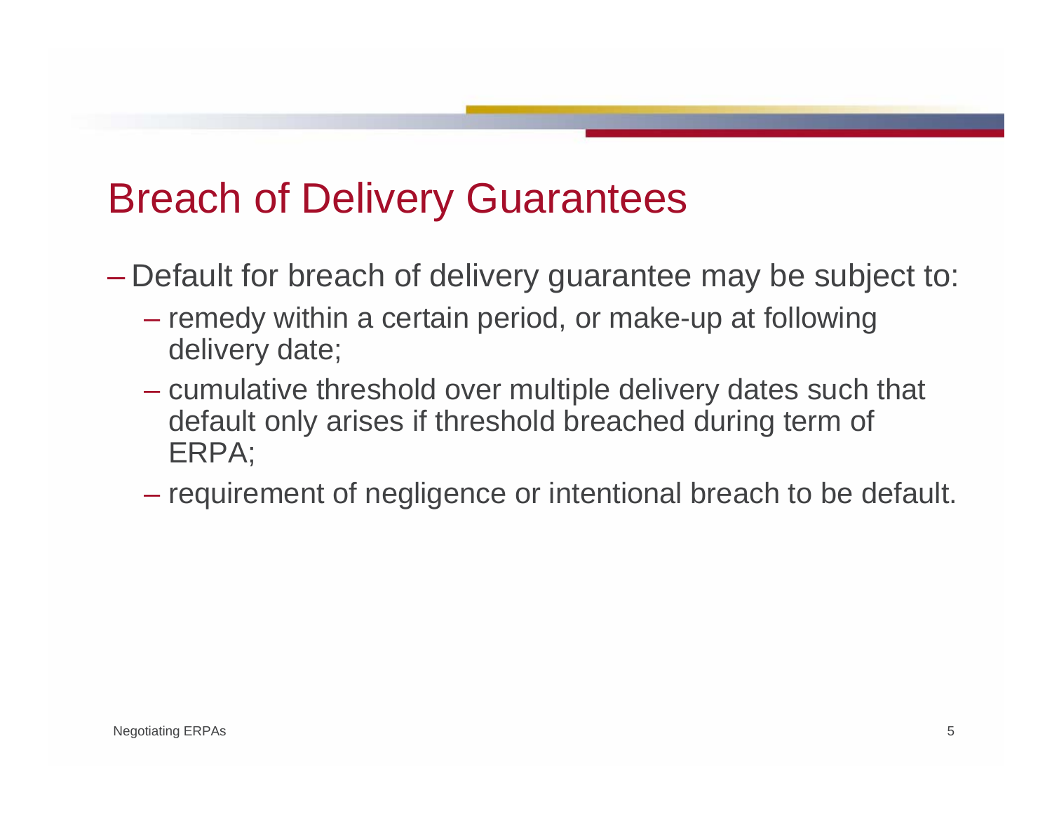# Breach of Delivery Guarantees

- Default for breach of delivery guarantee may be subject to:
  - remedy within a certain period, or make-up at following delivery date;
  - cumulative threshold over multiple delivery dates such that default only arises if threshold breached during term of ERPA;
  - requirement of negligence or intentional breach to be default.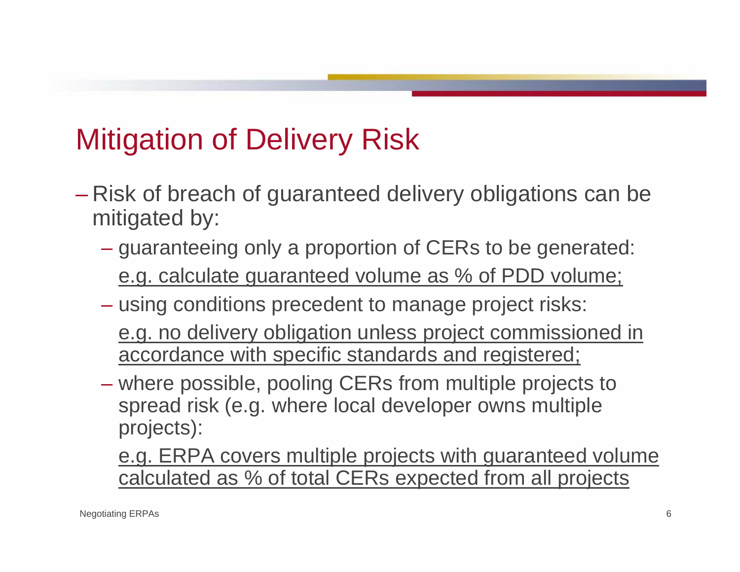# Mitigation of Delivery Risk

- Risk of breach of guaranteed delivery obligations can be mitigated by:
  - guaranteeing only a proportion of CERs to be generated:

    <u>e.g. calculate guaranteed volume as % of PDD volume;</u>
  - using conditions precedent to manage project risks:

    <u>e.g. no delivery obligation unless project commissioned in accordance with specific standards and registered;</u>
  - where possible, pooling CERs from multiple projects to spread risk (e.g. where local developer owns multiple projects):

    <u>e.g. ERPA covers multiple projects with guaranteed volume calculated as % of total CERs expected from all projects</u>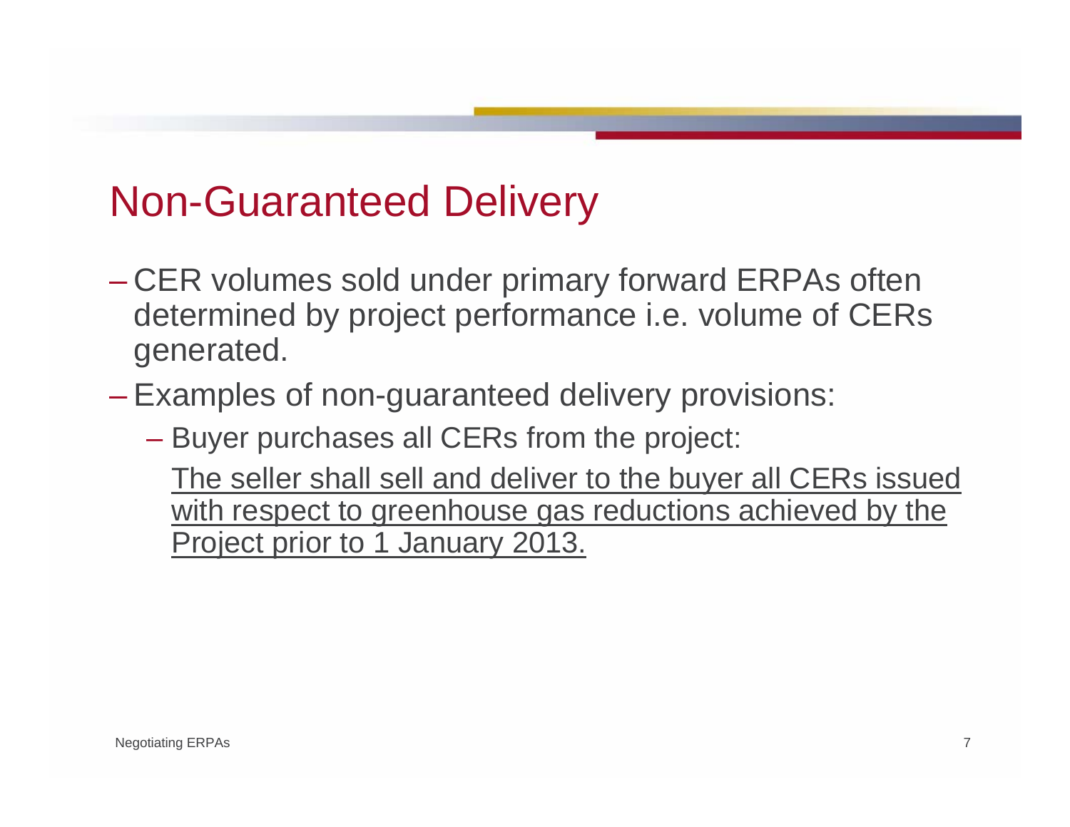# Non-Guaranteed Delivery

- CER volumes sold under primary forward ERPAs often determined by project performance i.e. volume of CERs generated.
- Examples of non-guaranteed delivery provisions:
  - Buyer purchases all CERs from the project:

    <u>The seller shall sell and deliver to the buyer all CERs issued with respect to greenhouse gas reductions achieved by the Project prior to 1 January 2013.</u>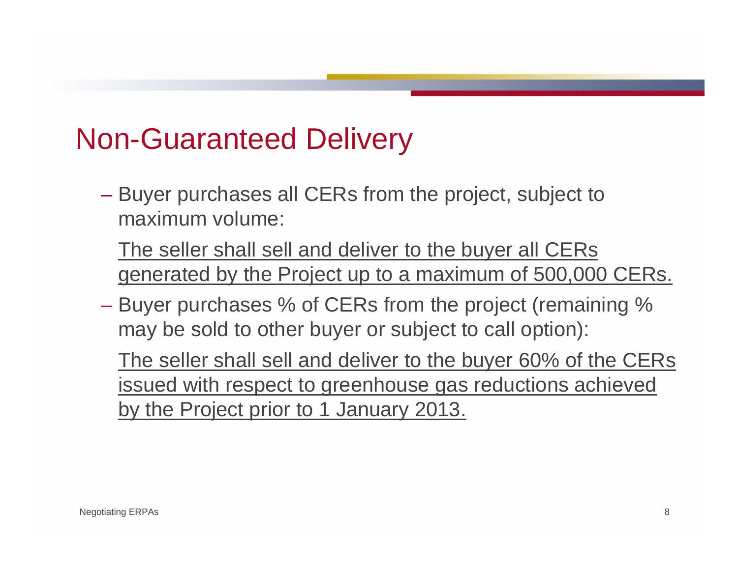# Non-Guaranteed Delivery

- Buyer purchases all CERs from the project, subject to maximum volume:

  <u>The seller shall sell and deliver to the buyer all CERs generated by the Project up to a maximum of 500,000 CERs.</u>

- Buyer purchases % of CERs from the project (remaining % may be sold to other buyer or subject to call option):

  <u>The seller shall sell and deliver to the buyer 60% of the CERs issued with respect to greenhouse gas reductions achieved by the Project prior to 1 January 2013.</u>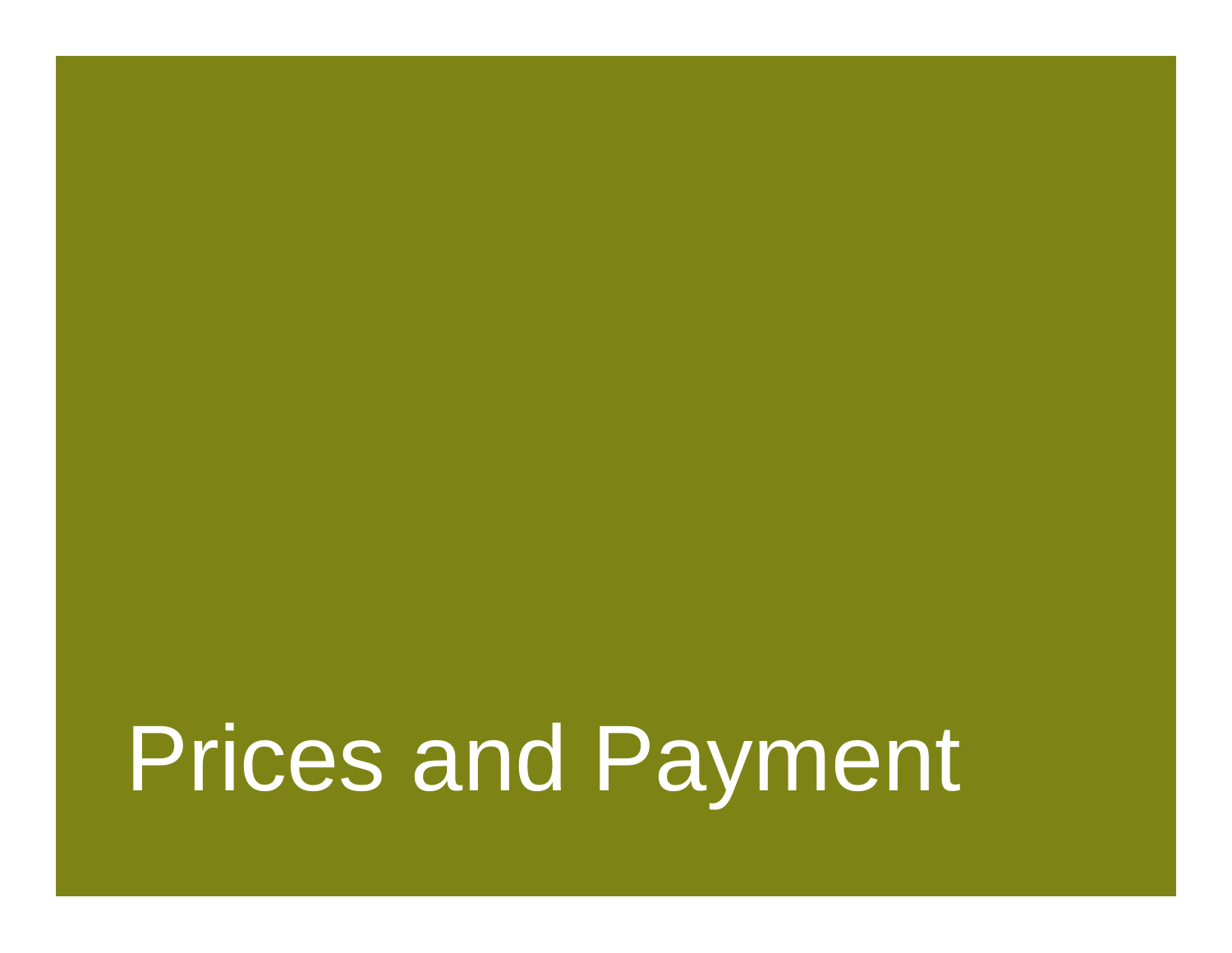# Prices and Payment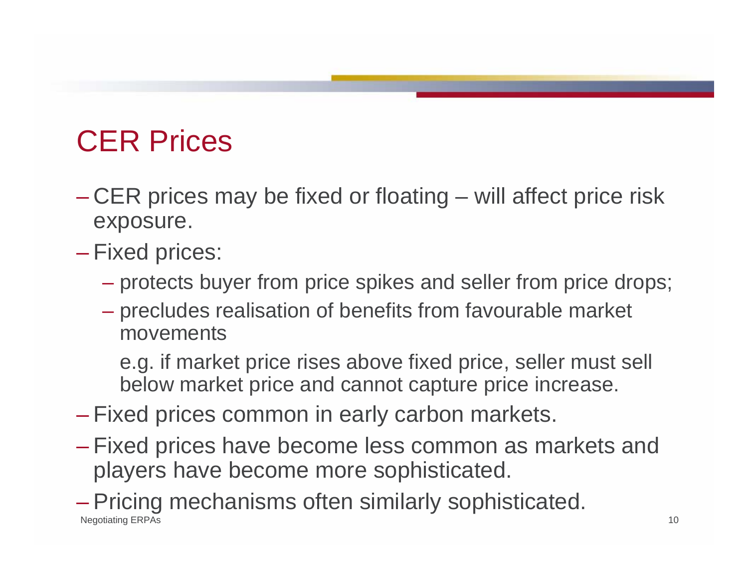# CER Prices

- CER prices may be fixed or floating – will affect price risk exposure.
- Fixed prices:
  - protects buyer from price spikes and seller from price drops;
  - precludes realisation of benefits from favourable market movements

    e.g. if market price rises above fixed price, seller must sell below market price and cannot capture price increase.
- Fixed prices common in early carbon markets.
- Fixed prices have become less common as markets and players have become more sophisticated.
- Pricing mechanisms often similarly sophisticated.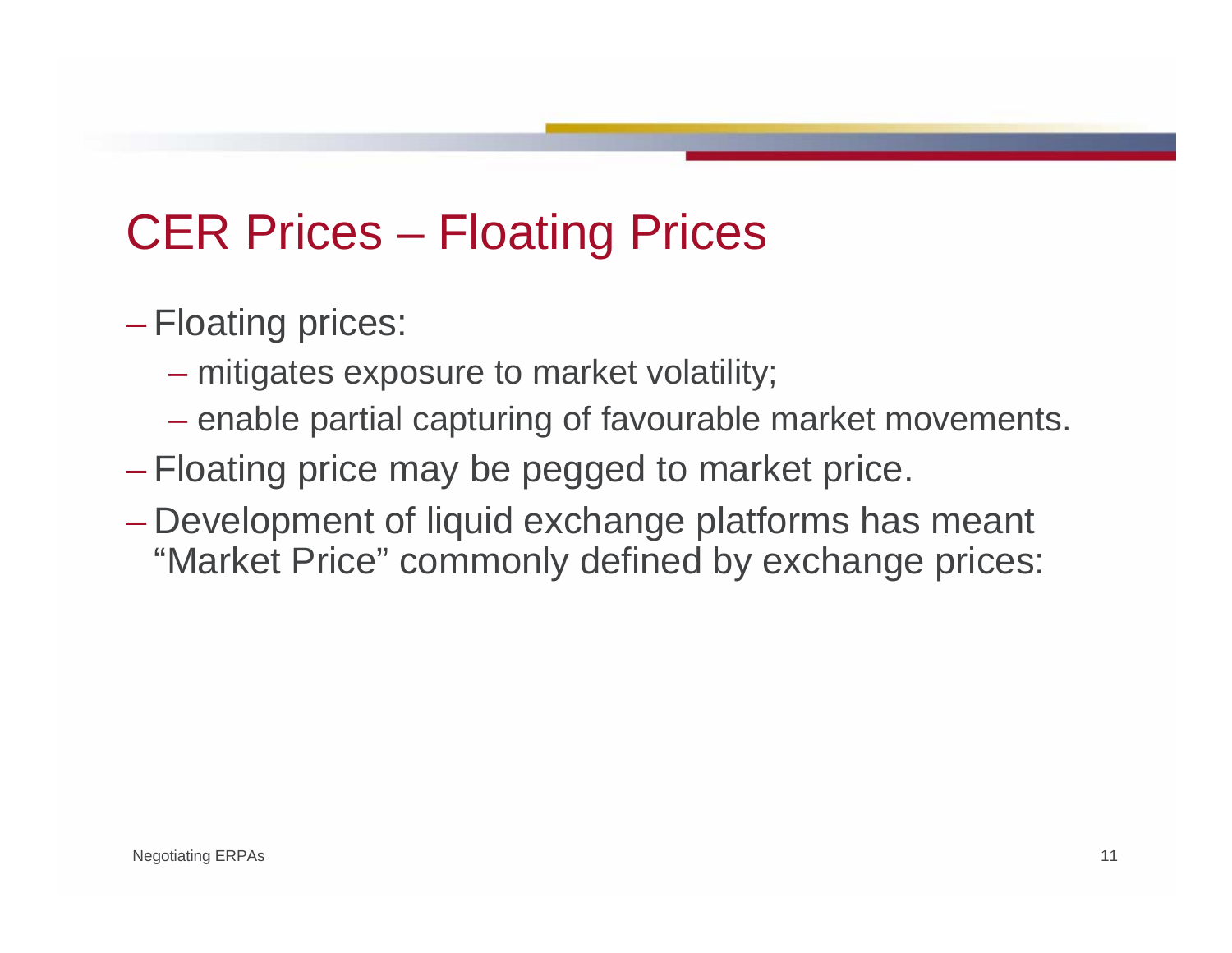# CER Prices – Floating Prices

- Floating prices:
  - mitigates exposure to market volatility;
  - enable partial capturing of favourable market movements.
- Floating price may be pegged to market price.
- Development of liquid exchange platforms has meant "Market Price" commonly defined by exchange prices: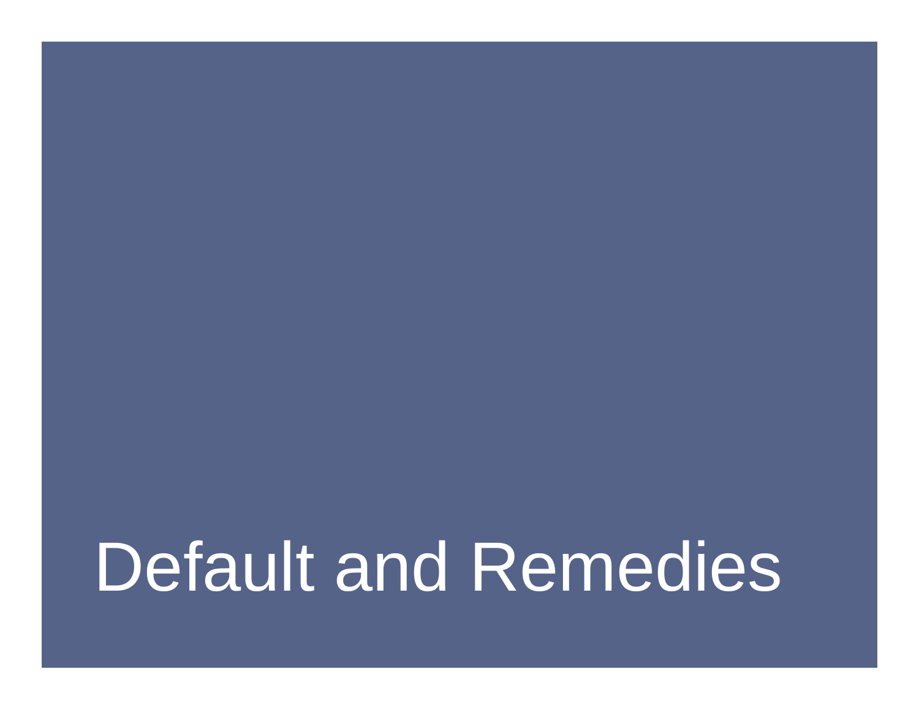# Default and Remedies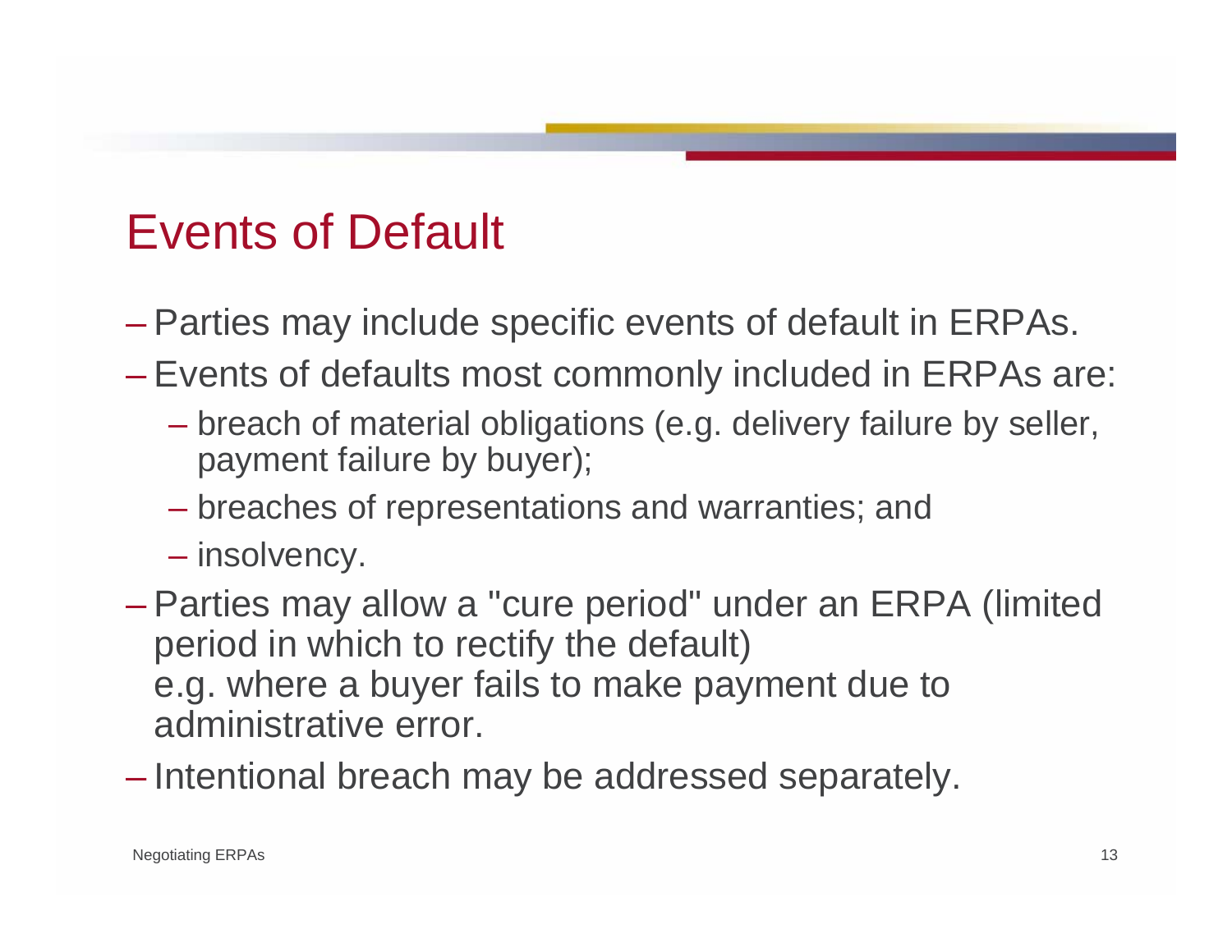# Events of Default

- Parties may include specific events of default in ERPAs.
- Events of defaults most commonly included in ERPAs are:
  - breach of material obligations (e.g. delivery failure by seller, payment failure by buyer);
  - breaches of representations and warranties; and
  - insolvency.
- Parties may allow a "cure period" under an ERPA (limited period in which to rectify the default)
  e.g. where a buyer fails to make payment due to administrative error.
- Intentional breach may be addressed separately.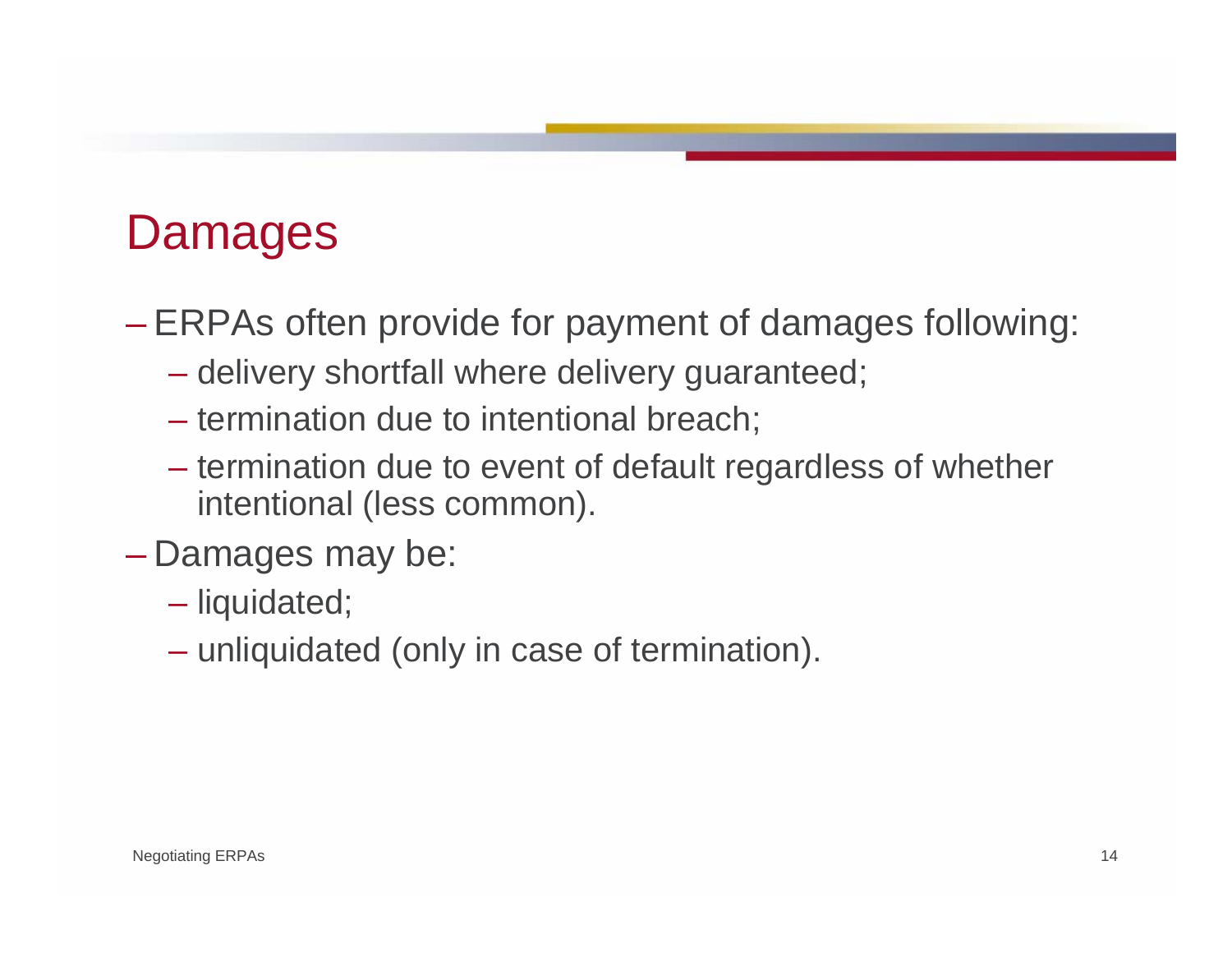# Damages

- ERPAs often provide for payment of damages following:
  - delivery shortfall where delivery guaranteed;
  - termination due to intentional breach;
  - termination due to event of default regardless of whether intentional (less common).
- Damages may be:
  - liquidated;
  - unliquidated (only in case of termination).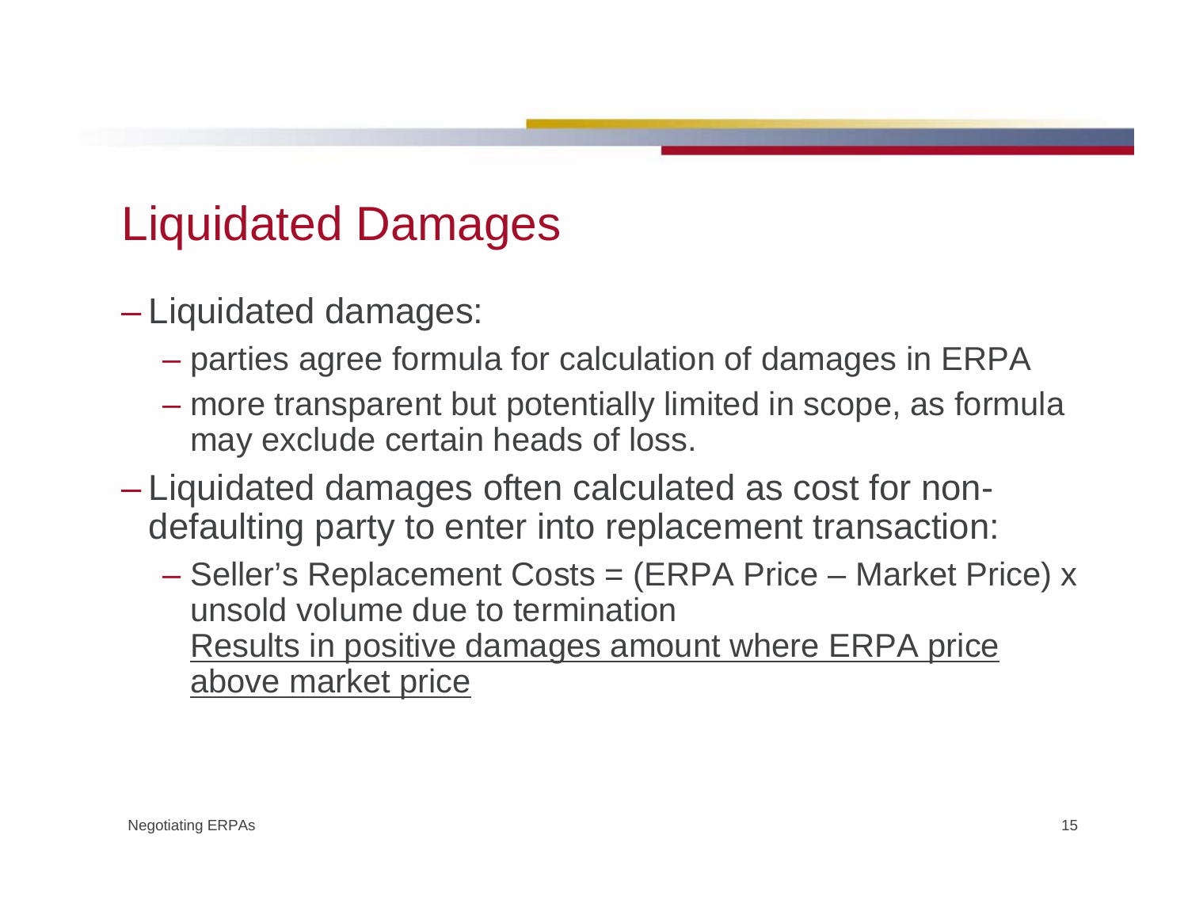# Liquidated Damages

- Liquidated damages:
  - parties agree formula for calculation of damages in ERPA
  - more transparent but potentially limited in scope, as formula may exclude certain heads of loss.
- Liquidated damages often calculated as cost for non-defaulting party to enter into replacement transaction:
  - Seller's Replacement Costs = (ERPA Price – Market Price) x unsold volume due to termination
    <u>Results in positive damages amount where ERPA price above market price</u>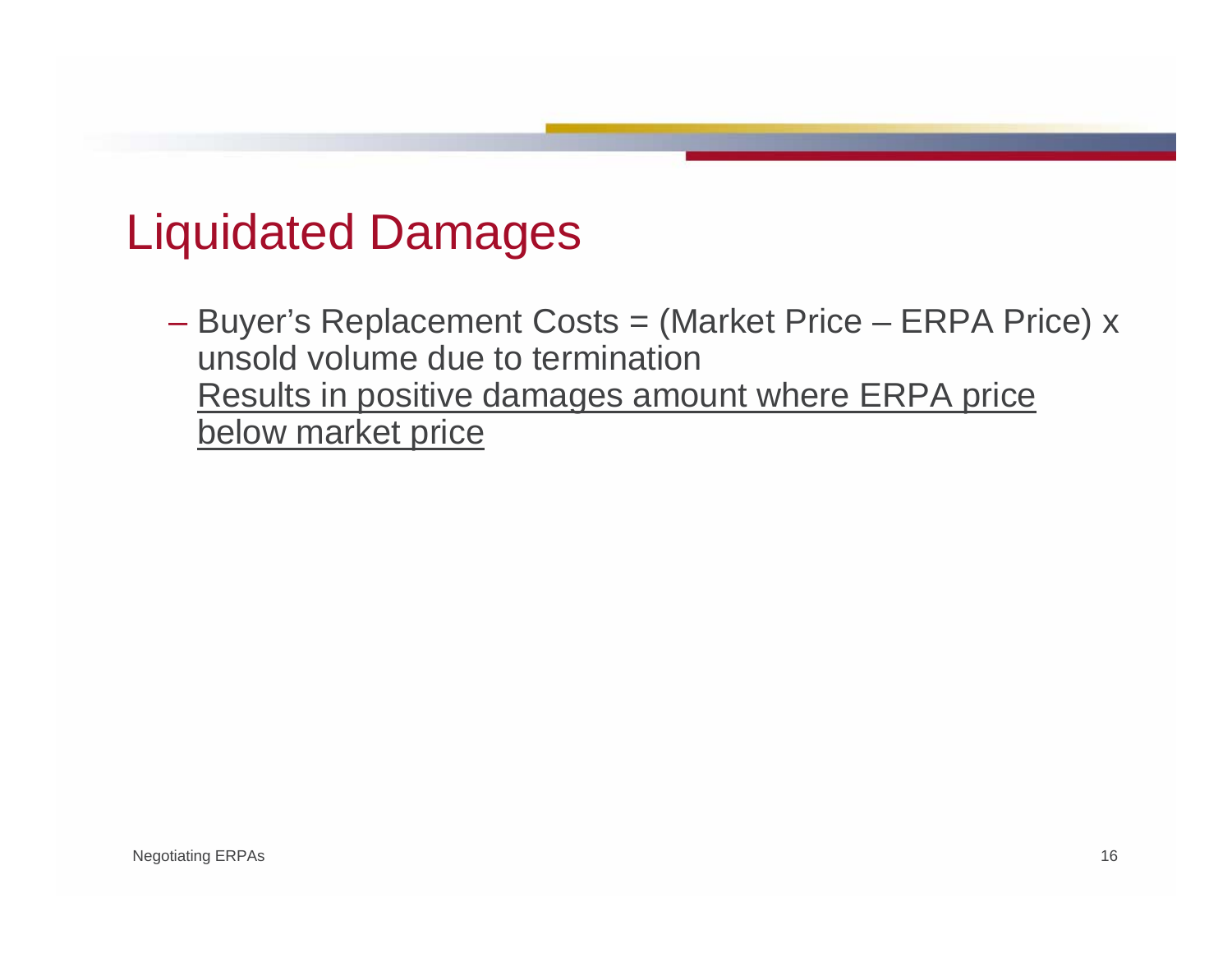# Liquidated Damages

- Buyer’s Replacement Costs = (Market Price – ERPA Price) x unsold volume due to termination
  <u>Results in positive damages amount where ERPA price below market price</u>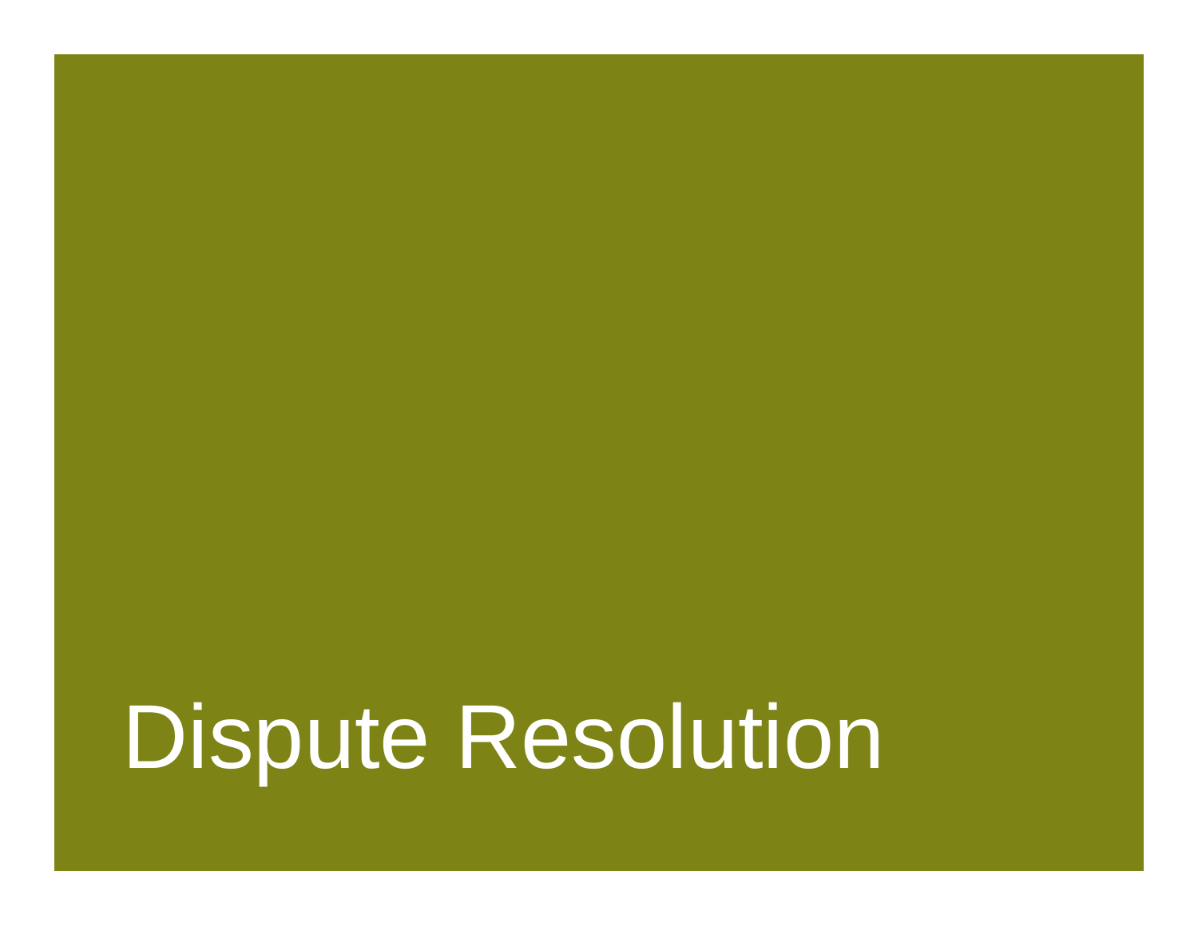# Dispute Resolution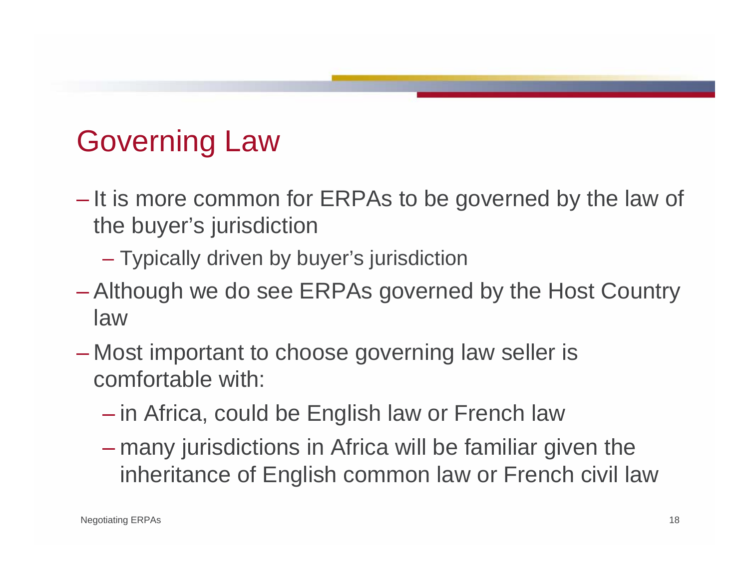# Governing Law

- It is more common for ERPAs to be governed by the law of the buyer's jurisdiction
  - Typically driven by buyer's jurisdiction
- Although we do see ERPAs governed by the Host Country law
- Most important to choose governing law seller is comfortable with:
  - in Africa, could be English law or French law
  - many jurisdictions in Africa will be familiar given the inheritance of English common law or French civil law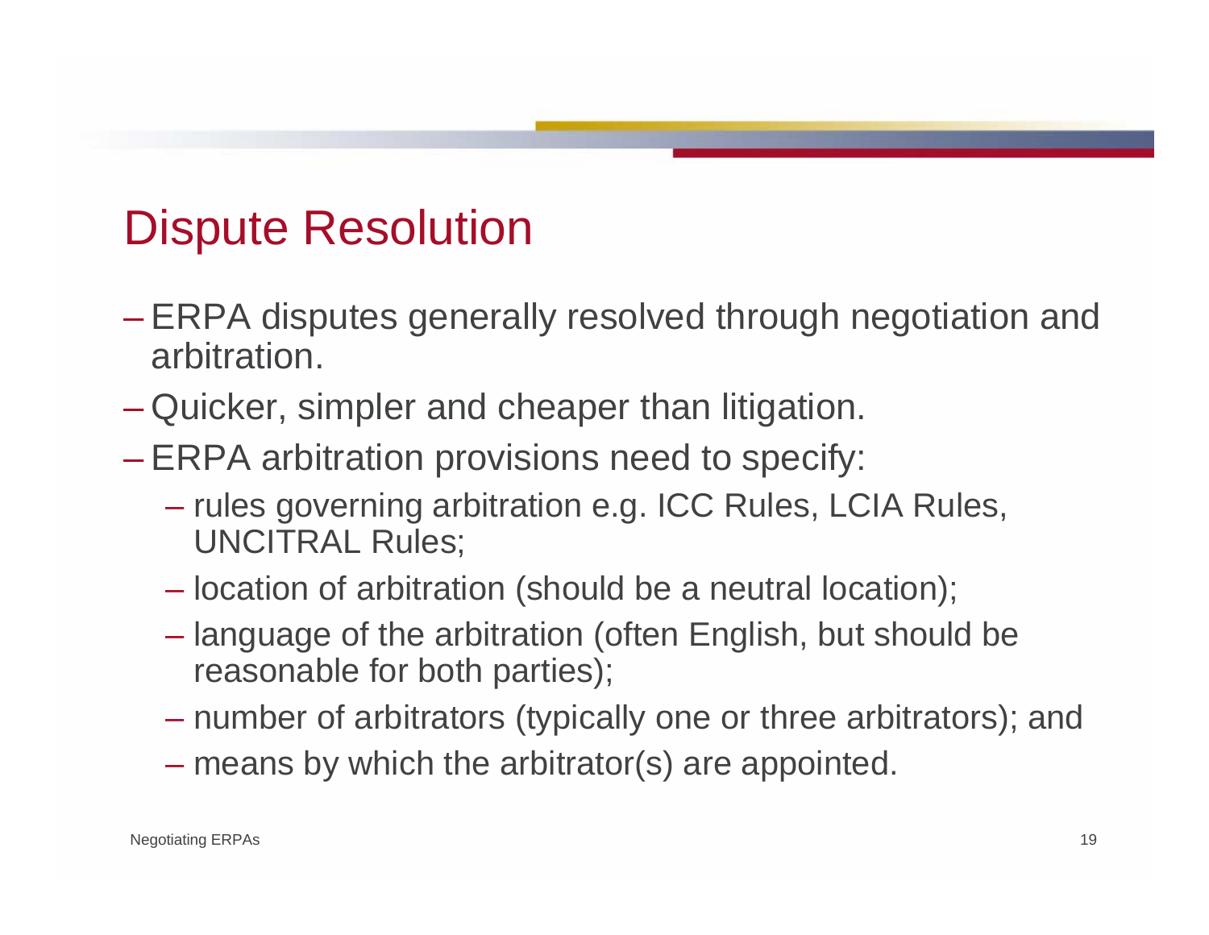# Dispute Resolution

- ERPA disputes generally resolved through negotiation and arbitration.
- Quicker, simpler and cheaper than litigation.
- ERPA arbitration provisions need to specify:
  - rules governing arbitration e.g. ICC Rules, LCIA Rules, UNCITRAL Rules;
  - location of arbitration (should be a neutral location);
  - language of the arbitration (often English, but should be reasonable for both parties);
  - number of arbitrators (typically one or three arbitrators); and
  - means by which the arbitrator(s) are appointed.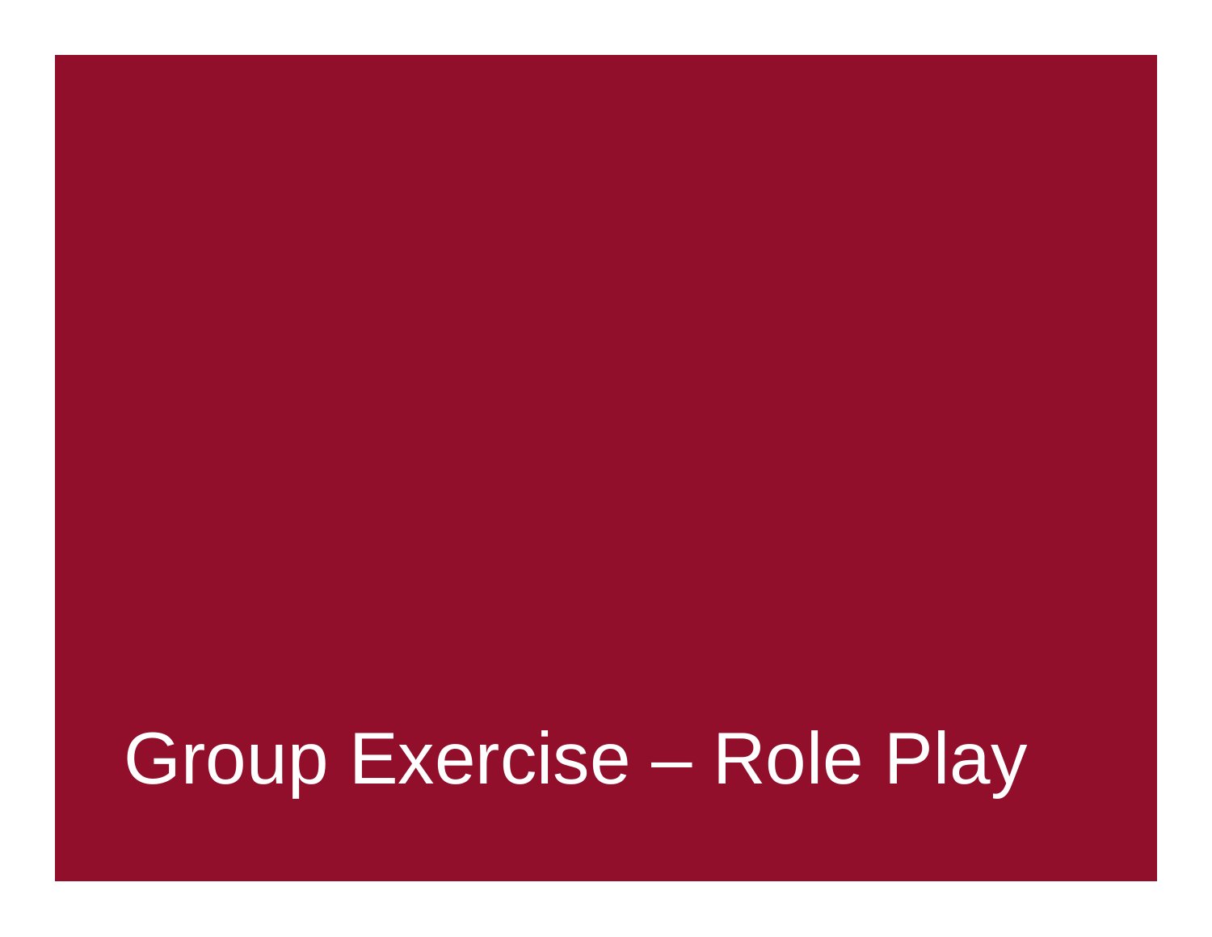# Group Exercise – Role Play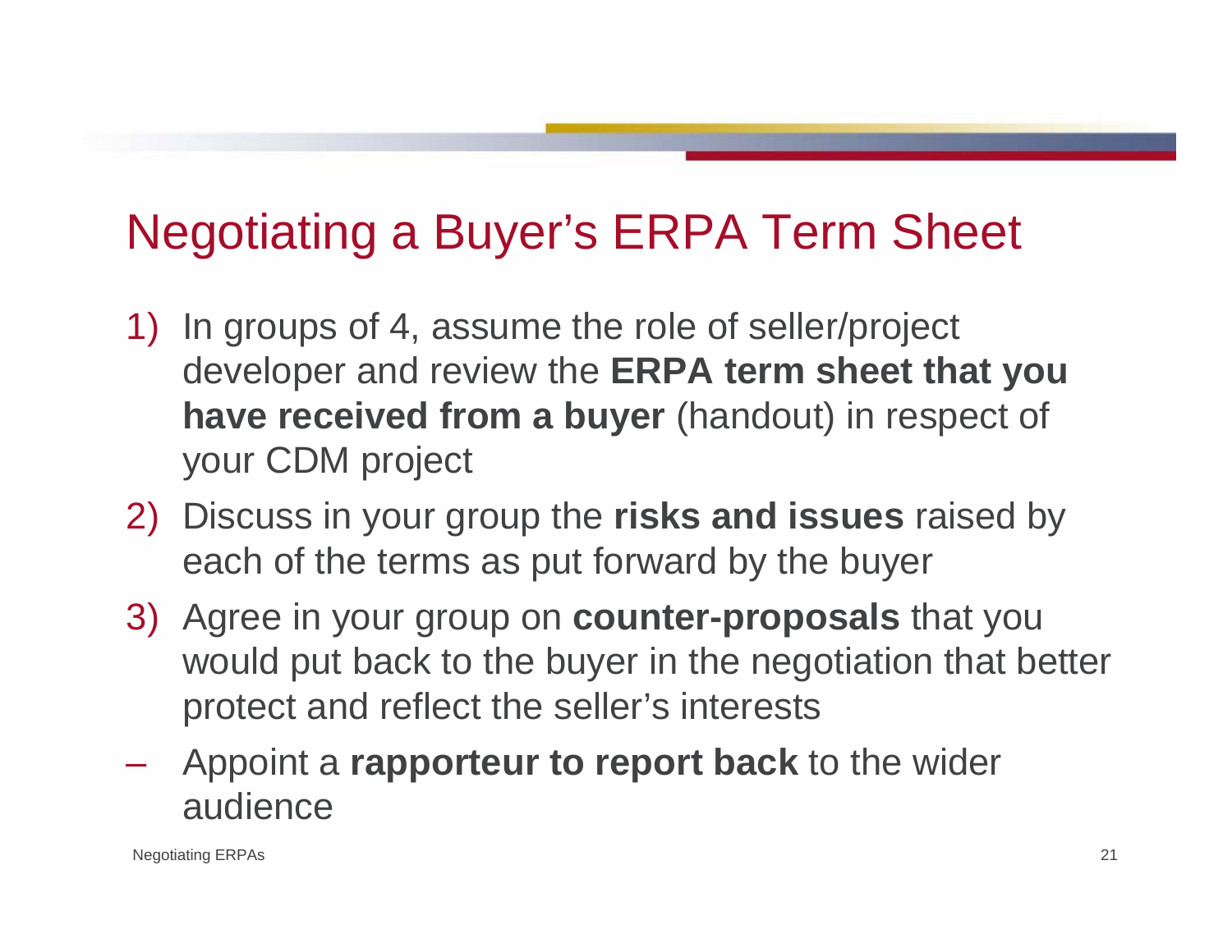# Negotiating a Buyer's ERPA Term Sheet

1) In groups of 4, assume the role of seller/project developer and review the **ERPA term sheet that you have received from a buyer** (handout) in respect of your CDM project
2) Discuss in your group the **risks and issues** raised by each of the terms as put forward by the buyer
3) Agree in your group on **counter-proposals** that you would put back to the buyer in the negotiation that better protect and reflect the seller's interests

– Appoint a **rapporteur to report back** to the wider audience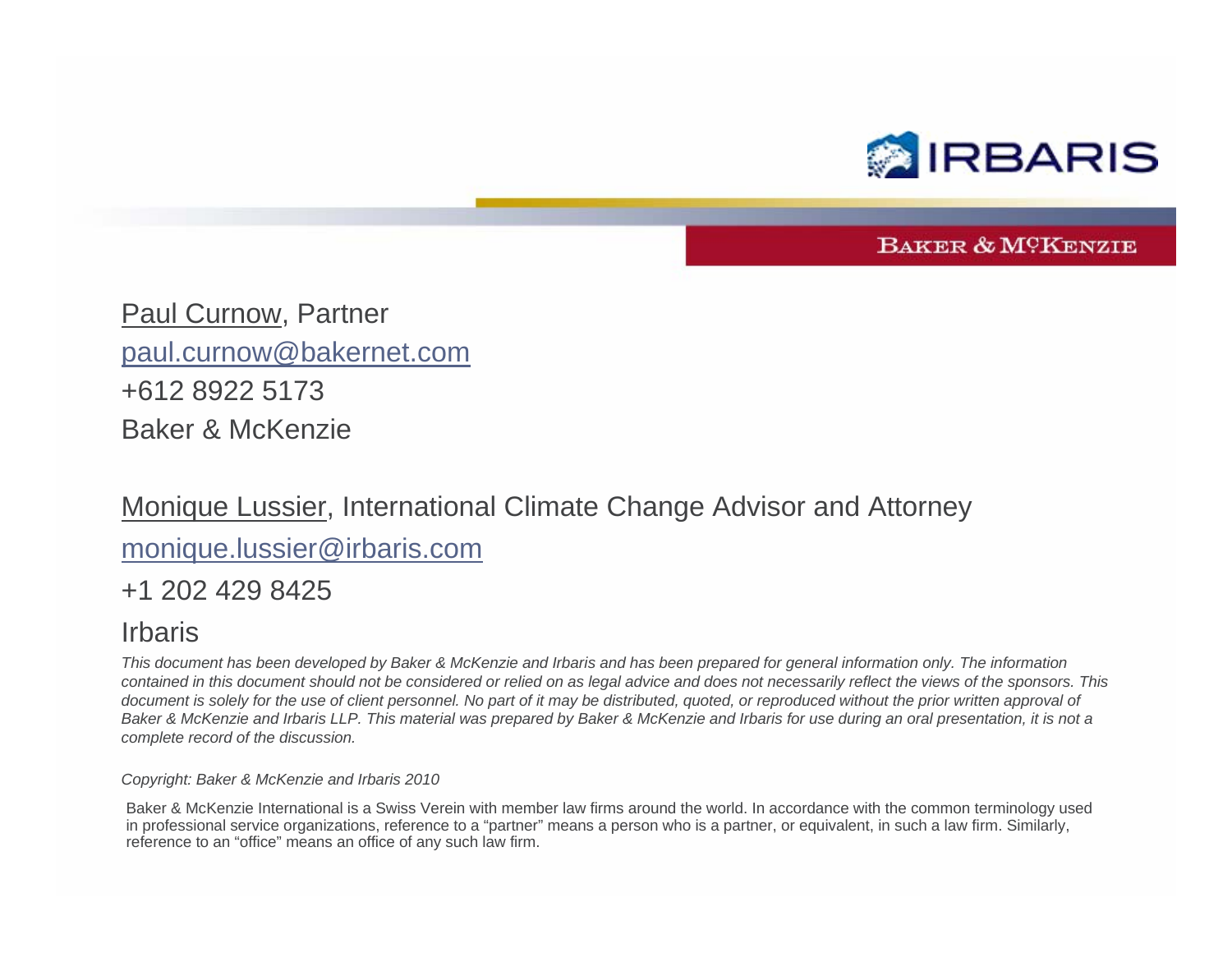Paul Curnow, Partner

paul.curnow@bakernet.com

+612 8922 5173

Baker & McKenzie

Monique Lussier, International Climate Change Advisor and Attorney

monique.lussier@irbaris.com

+1 202 429 8425

Irbaris

*This document has been developed by Baker & McKenzie and Irbaris and has been prepared for general information only. The information contained in this document should not be considered or relied on as legal advice and does not necessarily reflect the views of the sponsors. This document is solely for the use of client personnel. No part of it may be distributed, quoted, or reproduced without the prior written approval of Baker & McKenzie and Irbaris LLP. This material was prepared by Baker & McKenzie and Irbaris for use during an oral presentation, it is not a complete record of the discussion.*

*Copyright: Baker & McKenzie and Irbaris 2010*

Baker & McKenzie International is a Swiss Verein with member law firms around the world. In accordance with the common terminology used in professional service organizations, reference to a "partner" means a person who is a partner, or equivalent, in such a law firm. Similarly, reference to an "office" means an office of any such law firm.